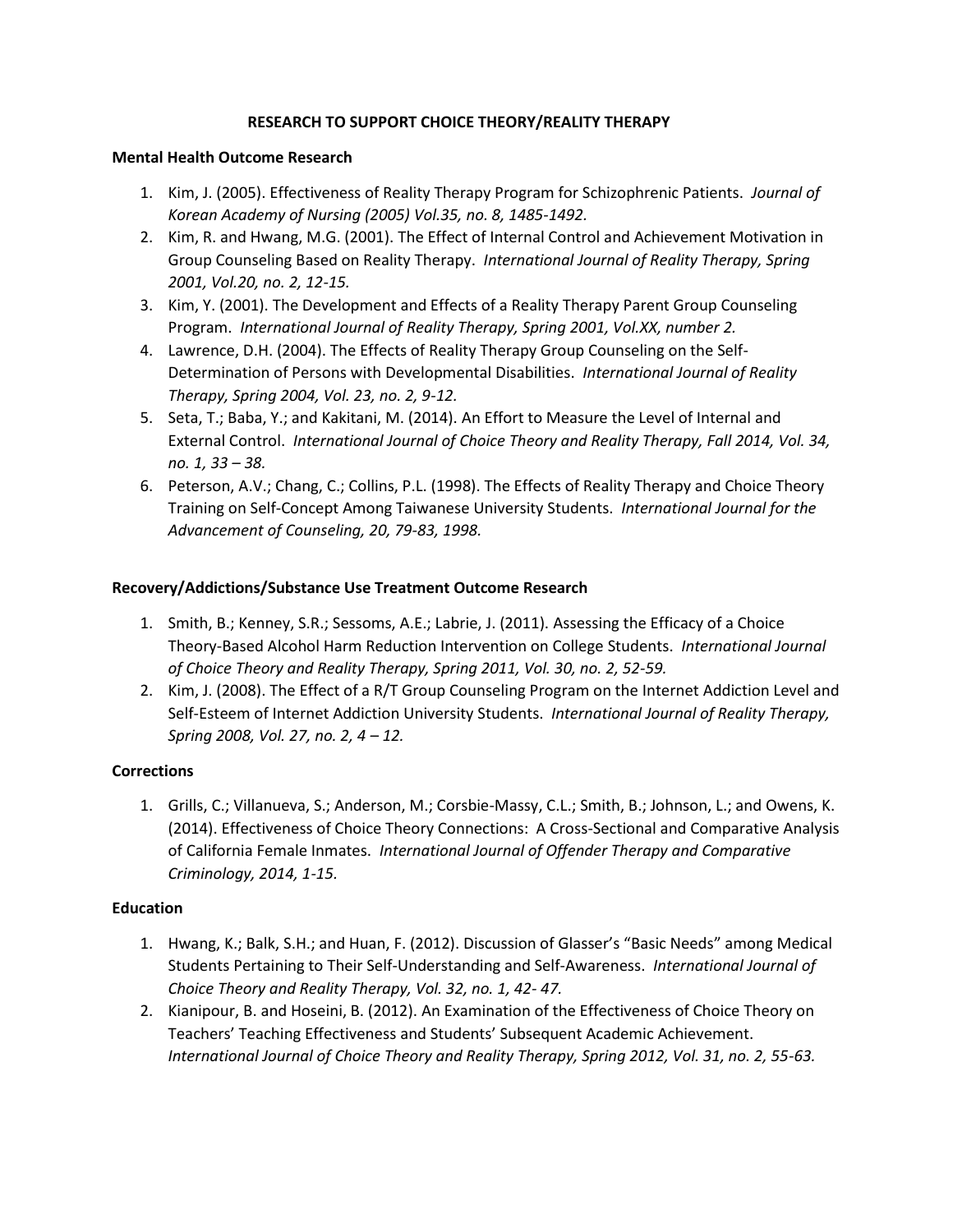# RESEARCH TO SUPPORT CHOICE THEORY/REALITY THERAPY

## Mental Health Outcome Research

1. Kim, J. (2005). Effectiveness of Reality Therapy Program for Schizophrenic Patients. *Journal of Korean Academy of Nursing (2005) Vol.35, no. 8, 1485-1492.*
2. Kim, R. and Hwang, M.G. (2001). The Effect of Internal Control and Achievement Motivation in Group Counseling Based on Reality Therapy. *International Journal of Reality Therapy, Spring 2001, Vol.20, no. 2, 12-15.*
3. Kim, Y. (2001). The Development and Effects of a Reality Therapy Parent Group Counseling Program. *International Journal of Reality Therapy, Spring 2001, Vol.XX, number 2.*
4. Lawrence, D.H. (2004). The Effects of Reality Therapy Group Counseling on the Self-Determination of Persons with Developmental Disabilities. *International Journal of Reality Therapy, Spring 2004, Vol. 23, no. 2, 9-12.*
5. Seta, T.; Baba, Y.; and Kakitani, M. (2014). An Effort to Measure the Level of Internal and External Control. *International Journal of Choice Theory and Reality Therapy, Fall 2014, Vol. 34, no. 1, 33 – 38.*
6. Peterson, A.V.; Chang, C.; Collins, P.L. (1998). The Effects of Reality Therapy and Choice Theory Training on Self-Concept Among Taiwanese University Students. *International Journal for the Advancement of Counseling, 20, 79-83, 1998.*

## Recovery/Addictions/Substance Use Treatment Outcome Research

1. Smith, B.; Kenney, S.R.; Sessoms, A.E.; Labrie, J. (2011). Assessing the Efficacy of a Choice Theory-Based Alcohol Harm Reduction Intervention on College Students. *International Journal of Choice Theory and Reality Therapy, Spring 2011, Vol. 30, no. 2, 52-59.*
2. Kim, J. (2008). The Effect of a R/T Group Counseling Program on the Internet Addiction Level and Self-Esteem of Internet Addiction University Students. *International Journal of Reality Therapy, Spring 2008, Vol. 27, no. 2, 4 – 12.*

## Corrections

1. Grills, C.; Villanueva, S.; Anderson, M.; Corsbie-Massy, C.L.; Smith, B.; Johnson, L.; and Owens, K. (2014). Effectiveness of Choice Theory Connections: A Cross-Sectional and Comparative Analysis of California Female Inmates. *International Journal of Offender Therapy and Comparative Criminology, 2014, 1-15.*

## Education

1. Hwang, K.; Balk, S.H.; and Huan, F. (2012). Discussion of Glasser's "Basic Needs" among Medical Students Pertaining to Their Self-Understanding and Self-Awareness. *International Journal of Choice Theory and Reality Therapy, Vol. 32, no. 1, 42- 47.*
2. Kianipour, B. and Hoseini, B. (2012). An Examination of the Effectiveness of Choice Theory on Teachers' Teaching Effectiveness and Students' Subsequent Academic Achievement. *International Journal of Choice Theory and Reality Therapy, Spring 2012, Vol. 31, no. 2, 55-63.*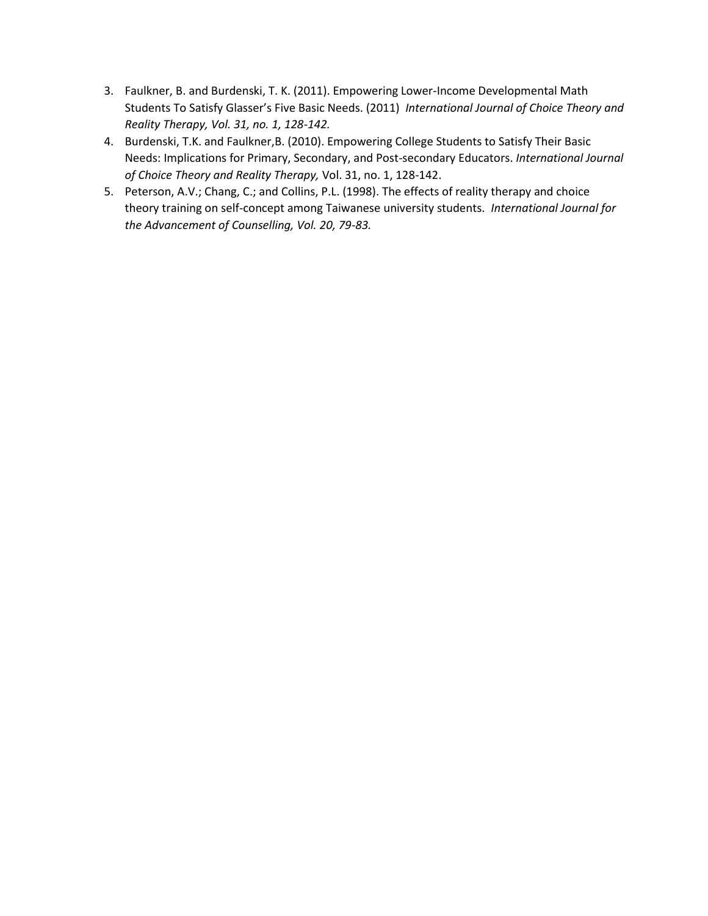3. Faulkner, B. and Burdenski, T. K. (2011). Empowering Lower-Income Developmental Math Students To Satisfy Glasser's Five Basic Needs. (2011) *International Journal of Choice Theory and Reality Therapy, Vol. 31, no. 1, 128-142.*
4. Burdenski, T.K. and Faulkner,B. (2010). Empowering College Students to Satisfy Their Basic Needs: Implications for Primary, Secondary, and Post-secondary Educators. *International Journal of Choice Theory and Reality Therapy,* Vol. 31, no. 1, 128-142.
5. Peterson, A.V.; Chang, C.; and Collins, P.L. (1998). The effects of reality therapy and choice theory training on self-concept among Taiwanese university students. *International Journal for the Advancement of Counselling, Vol. 20, 79-83.*